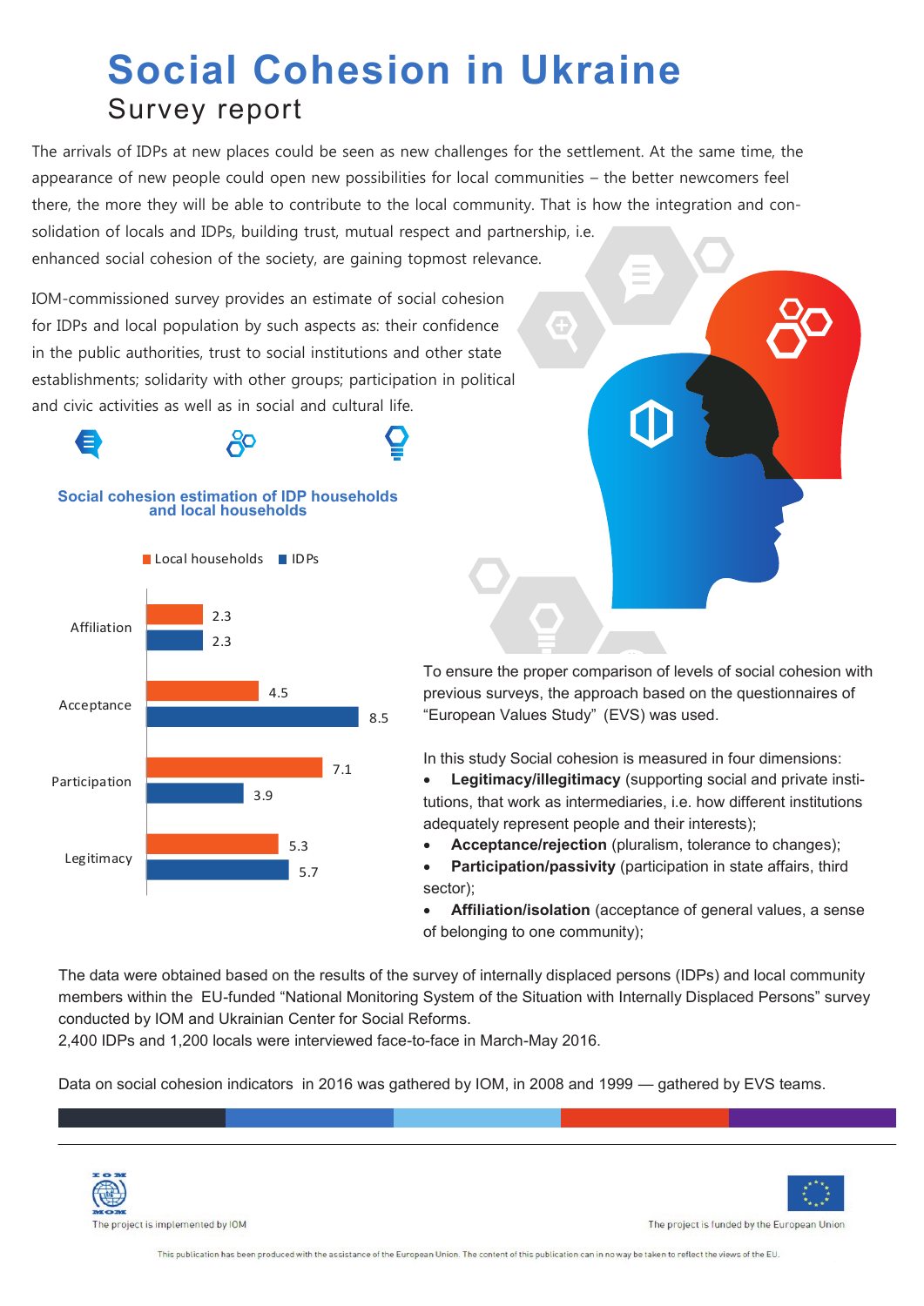# Social Cohesion in Ukraine

## Survey report

The arrivals of IDPs at new places could be seen as new challenges for the settlement. At the same time, the appearance of new people could open new possibilities for local communities – the better newcomers feel there, the more they will be able to contribute to the local community. That is how the integration and con-solidation of locals and IDPs, building trust, mutual respect and partnership, i.e. enhanced social cohesion of the society, are gaining topmost relevance.

IOM-commissioned survey provides an estimate of social cohesion for IDPs and local population by such aspects as: their confidence in the public authorities, trust to social institutions and other state establishments; solidarity with other groups; participation in political and civic activities as well as in social and cultural life.

### Social cohesion estimation of IDP households and local households

| | Local households | IDPs |
|---|---|---|
| Affiliation | 2.3 | 2.3 |
| Acceptance | 4.5 | 8.5 |
| Participation | 7.1 | 3.9 |
| Legitimacy | 5.3 | 5.7 |

To ensure the proper comparison of levels of social cohesion with previous surveys, the approach based on the questionnaires of "European Values Study" (EVS) was used.

In this study Social cohesion is measured in four dimensions:

- **Legitimacy/illegitimacy** (supporting social and private institutions, that work as intermediaries, i.e. how different institutions adequately represent people and their interests);
- **Acceptance/rejection** (pluralism, tolerance to changes);
- **Participation/passivity** (participation in state affairs, third sector);
- **Affiliation/isolation** (acceptance of general values, a sense of belonging to one community);

The data were obtained based on the results of the survey of internally displaced persons (IDPs) and local community members within the EU-funded "National Monitoring System of the Situation with Internally Displaced Persons" survey conducted by IOM and Ukrainian Center for Social Reforms.
2,400 IDPs and 1,200 locals were interviewed face-to-face in March-May 2016.

Data on social cohesion indicators in 2016 was gathered by IOM, in 2008 and 1999 — gathered by EVS teams.

The project is implemented by IOM

The project is funded by the European Union

This publication has been produced with the assistance of the European Union. The content of this publication can in no way be taken to reflect the views of the EU.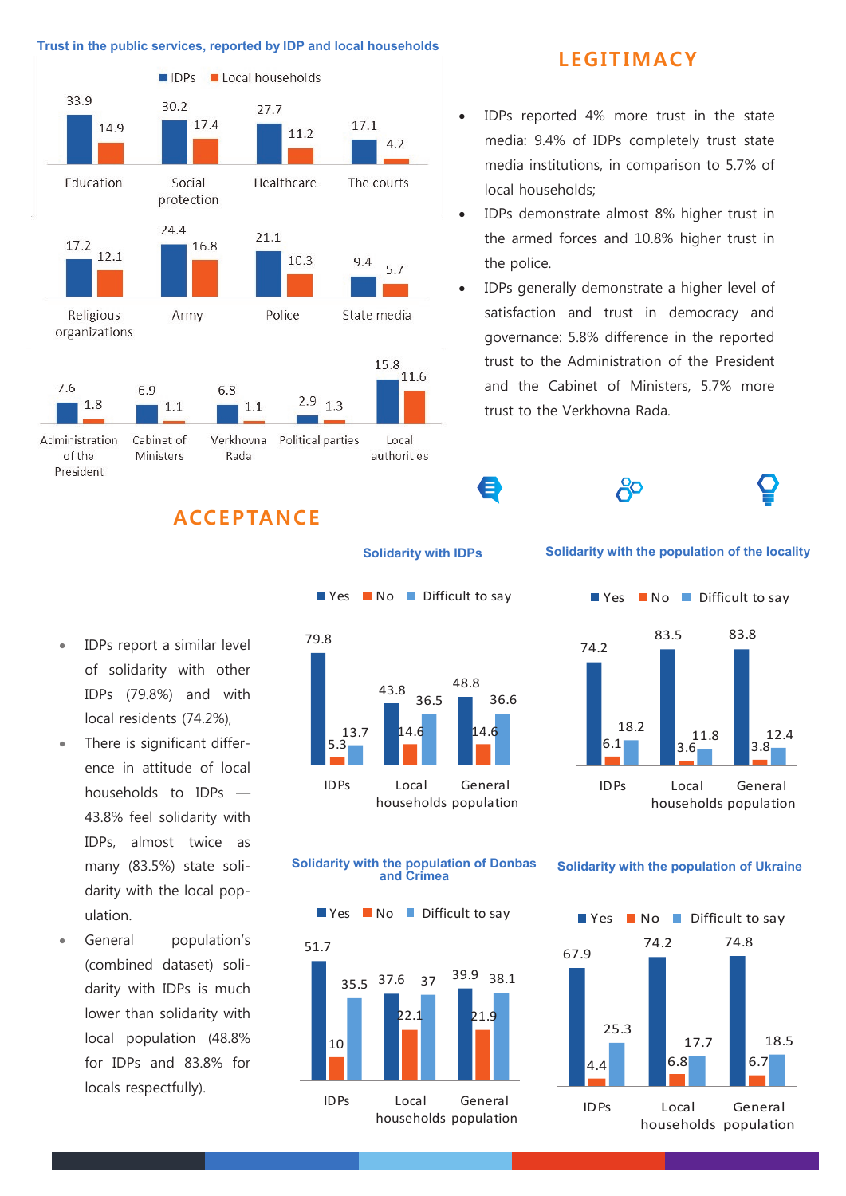**Trust in the public services, reported by IDP and local households**

| | IDPs | Local households |
|---|---|---|
| Education | 33.9 | 14.9 |
| Social protection | 30.2 | 17.4 |
| Healthcare | 27.7 | 11.2 |
| The courts | 17.1 | 4.2 |
| Religious organizations | 17.2 | 12.1 |
| Army | 24.4 | 16.8 |
| Police | 21.1 | 10.3 |
| State media | 9.4 | 5.7 |
| Administration of the President | 7.6 | 1.8 |
| Cabinet of Ministers | 6.9 | 1.1 |
| Verkhovna Rada | 6.8 | 1.1 |
| Political parties | 2.9 | 1.3 |
| Local authorities | 15.8 | 11.6 |

## LEGITIMACY

- IDPs reported 4% more trust in the state media: 9.4% of IDPs completely trust state media institutions, in comparison to 5.7% of local households;
- IDPs demonstrate almost 8% higher trust in the armed forces and 10.8% higher trust in the police.
- IDPs generally demonstrate a higher level of satisfaction and trust in democracy and governance: 5.8% difference in the reported trust to the Administration of the President and the Cabinet of Ministers, 5.7% more trust to the Verkhovna Rada.

## ACCEPTANCE

- IDPs report a similar level of solidarity with other IDPs (79.8%) and with local residents (74.2%),
- There is significant difference in attitude of local households to IDPs — 43.8% feel solidarity with IDPs, almost twice as many (83.5%) state solidarity with the local population.
- General population's (combined dataset) solidarity with IDPs is much lower than solidarity with local population (48.8% for IDPs and 83.8% for locals respectfully).

**Solidarity with IDPs**

| | Yes | No | Difficult to say |
|---|---|---|---|
| IDPs | 79.8 | 5.3 | 13.7 |
| Local households | 43.8 | 14.6 | 36.5 |
| General population | 48.8 | 14.6 | 36.6 |

**Solidarity with the population of the locality**

| | Yes | No | Difficult to say |
|---|---|---|---|
| IDPs | 74.2 | 6.1 | 18.2 |
| Local households | 83.5 | 3.6 | 11.8 |
| General population | 83.8 | 3.8 | 12.4 |

**Solidarity with the population of Donbas and Crimea**

| | Yes | No | Difficult to say |
|---|---|---|---|
| IDPs | 51.7 | 10 | 35.5 |
| Local households | 37.6 | 22.1 | 37 |
| General population | 39.9 | 21.9 | 38.1 |

**Solidarity with the population of Ukraine**

| | Yes | No | Difficult to say |
|---|---|---|---|
| IDPs | 67.9 | 4.4 | 25.3 |
| Local households | 74.2 | 6.8 | 17.7 |
| General population | 74.8 | 6.7 | 18.5 |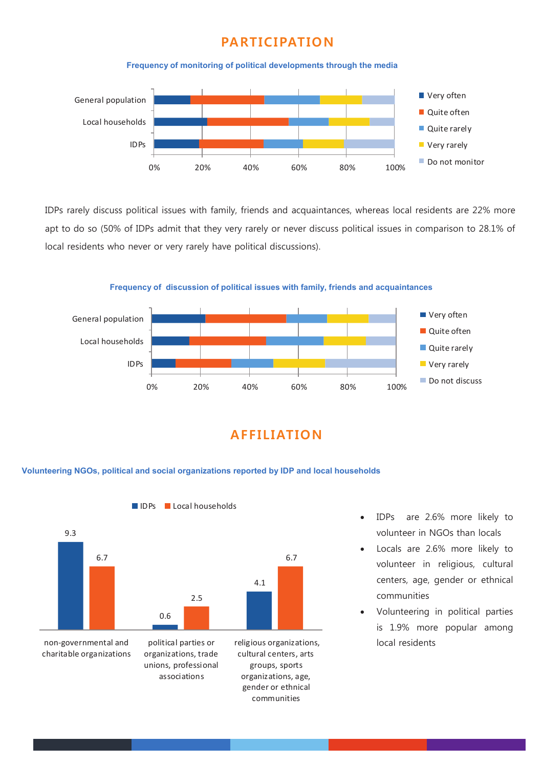## PARTICIPATION

**Frequency of monitoring of political developments through the media**

IDPs rarely discuss political issues with family, friends and acquaintances, whereas local residents are 22% more apt to do so (50% of IDPs admit that they very rarely or never discuss political issues in comparison to 28.1% of local residents who never or very rarely have political discussions).

**Frequency of discussion of political issues with family, friends and acquaintances**

## AFFILIATION

**Volunteering NGOs, political and social organizations reported by IDP and local households**

| | IDPs | Local households |
|---|---|---|
| non-governmental and charitable organizations | 9.3 | 6.7 |
| political parties or organizations, trade unions, professional associations | 0.6 | 2.5 |
| religious organizations, cultural centers, arts groups, sports organizations, age, gender or ethnical communities | 4.1 | 6.7 |

- IDPs are 2.6% more likely to volunteer in NGOs than locals
- Locals are 2.6% more likely to volunteer in religious, cultural centers, age, gender or ethnical communities
- Volunteering in political parties is 1.9% more popular among local residents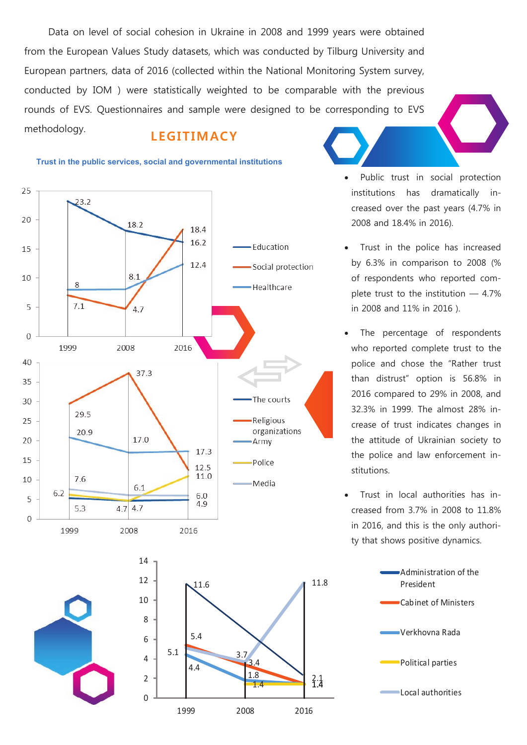Data on level of social cohesion in Ukraine in 2008 and 1999 years were obtained from the European Values Study datasets, which was conducted by Tilburg University and European partners, data of 2016 (collected within the National Monitoring System survey, conducted by IOM ) were statistically weighted to be comparable with the previous rounds of EVS. Questionnaires and sample were designed to be corresponding to EVS methodology.

## LEGITIMACY

**Trust in the public services, social and governmental institutions**

| | 1999 | 2008 | 2016 |
|---|---|---|---|
| Education | 23.2 | 18.2 | 16.2 |
| Social protection | 7.1 | 4.7 | 18.4 |
| Healthcare | 8 | 8.1 | 12.4 |

| | 1999 | 2008 | 2016 |
|---|---|---|---|
| The courts | 5.3 | 4.7 | 4.9 |
| Religious organizations | 29.5 | 37.3 | 12.5 |
| Army | 20.9 | 17.0 | 17.3 |
| Police | 6.2 | 4.7 | 11.0 |
| Media | 7.6 | 6.1 | 6.0 |

| | 1999 | 2008 | 2016 |
|---|---|---|---|
| Administration of the President | 11.6 | | 2.1 |
| Cabinet of Ministers | 5.4 | 3.4 | 1.4 |
| Verkhovna Rada | 4.4 | 1.8 | 1.4 |
| Political parties | | 1.4 | 1.4 |
| Local authorities | 5.1 | 3.7 | 11.8 |

- Public trust in social protection institutions has dramatically increased over the past years (4.7% in 2008 and 18.4% in 2016).
- Trust in the police has increased by 6.3% in comparison to 2008 (% of respondents who reported complete trust to the institution — 4.7% in 2008 and 11% in 2016 ).
- The percentage of respondents who reported complete trust to the police and chose the "Rather trust than distrust" option is 56.8% in 2016 compared to 29% in 2008, and 32.3% in 1999. The almost 28% increase of trust indicates changes in the attitude of Ukrainian society to the police and law enforcement institutions.
- Trust in local authorities has increased from 3.7% in 2008 to 11.8% in 2016, and this is the only authority that shows positive dynamics.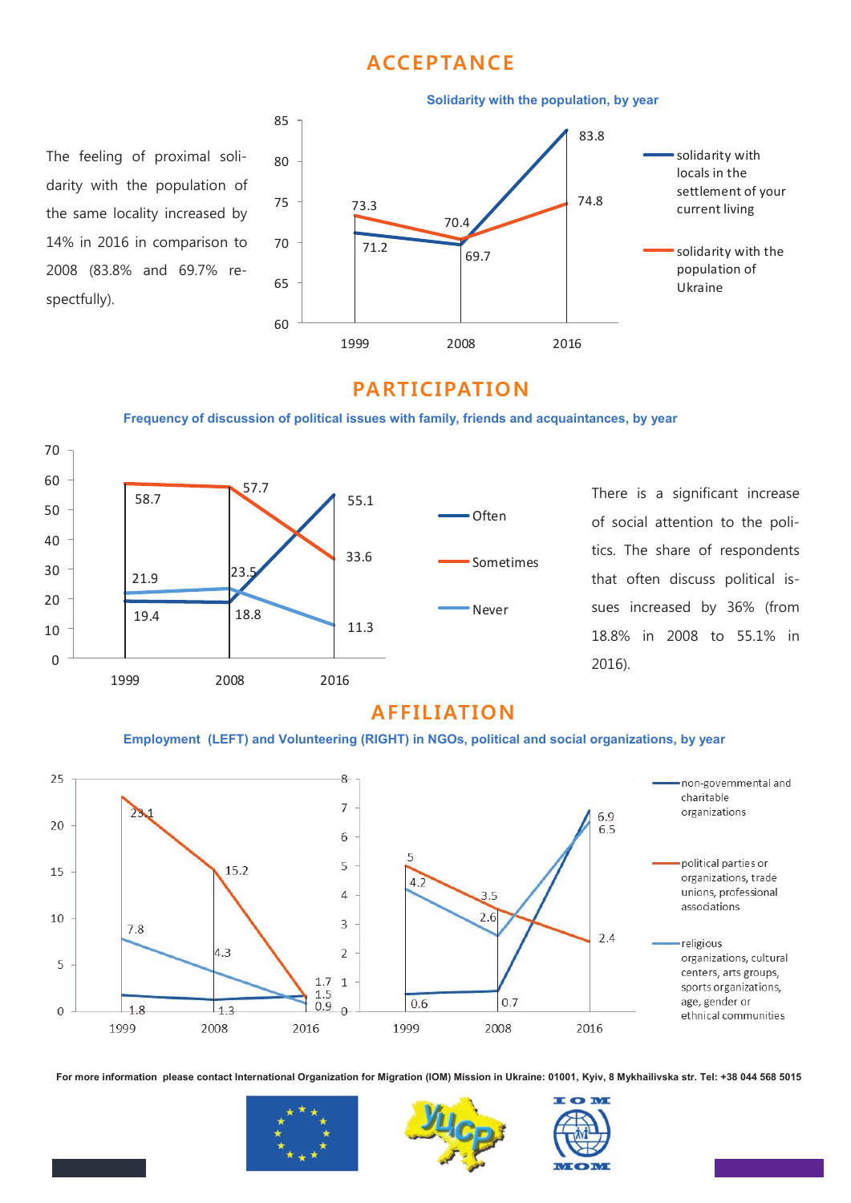## ACCEPTANCE

The feeling of proximal solidarity with the population of the same locality increased by 14% in 2016 in comparison to 2008 (83.8% and 69.7% respectfully).

**Solidarity with the population, by year**

85
80
75
70
65
60

73.3
71.2
70.4
69.7
83.8
74.8

1999
2008
2016

solidarity with locals in the settlement of your current living

solidarity with the population of Ukraine

## PARTICIPATION

**Frequency of discussion of political issues with family, friends and acquaintances, by year**

70
60
50
40
30
20
10
0

58.7
57.7
21.9
23.5
19.4
18.8
55.1
33.6
11.3

1999
2008
2016

Often
Sometimes
Never

There is a significant increase of social attention to the politics. The share of respondents that often discuss political issues increased by 36% (from 18.8% in 2008 to 55.1% in 2016).

## AFFILIATION

**Employment (LEFT) and Volunteering (RIGHT) in NGOs, political and social organizations, by year**

25
20
15
10
5
0

23.1
15.2
7.8
4.3
1.8
1.3
1.7
1.5
0.9

1999
2008
2016

8
7
6
5
4
3
2
1
0

5
4.2
3.5
2.6
0.6
0.7
6.9
6.5
2.4

1999
2008
2016

non-governmental and charitable organizations

political parties or organizations, trade unions, professional associations

religious organizations, cultural centers, arts groups, sports organizations, age, gender or ethnical communities

**For more information please contact International Organization for Migration (IOM) Mission in Ukraine: 01001, Kyiv, 8 Mykhailivska str. Tel: +38 044 568 5015**